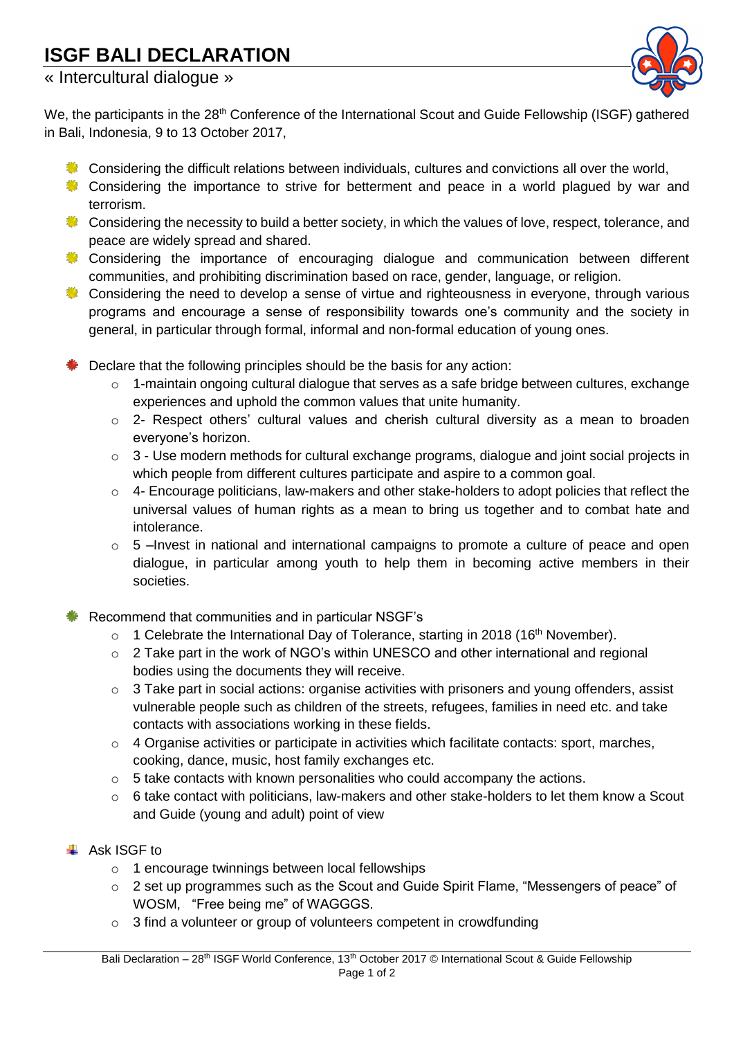# ISGF BALI DECLARATION

« Intercultural dialogue »

We, the participants in the 28th Conference of the International Scout and Guide Fellowship (ISGF) gathered in Bali, Indonesia, 9 to 13 October 2017,

- Considering the difficult relations between individuals, cultures and convictions all over the world,
- Considering the importance to strive for betterment and peace in a world plagued by war and terrorism.
- Considering the necessity to build a better society, in which the values of love, respect, tolerance, and peace are widely spread and shared.
- Considering the importance of encouraging dialogue and communication between different communities, and prohibiting discrimination based on race, gender, language, or religion.
- Considering the need to develop a sense of virtue and righteousness in everyone, through various programs and encourage a sense of responsibility towards one's community and the society in general, in particular through formal, informal and non-formal education of young ones.

- Declare that the following principles should be the basis for any action:
  - 1-maintain ongoing cultural dialogue that serves as a safe bridge between cultures, exchange experiences and uphold the common values that unite humanity.
  - 2- Respect others' cultural values and cherish cultural diversity as a mean to broaden everyone's horizon.
  - 3 - Use modern methods for cultural exchange programs, dialogue and joint social projects in which people from different cultures participate and aspire to a common goal.
  - 4- Encourage politicians, law-makers and other stake-holders to adopt policies that reflect the universal values of human rights as a mean to bring us together and to combat hate and intolerance.
  - 5 –Invest in national and international campaigns to promote a culture of peace and open dialogue, in particular among youth to help them in becoming active members in their societies.

- Recommend that communities and in particular NSGF's
  - 1 Celebrate the International Day of Tolerance, starting in 2018 (16th November).
  - 2 Take part in the work of NGO's within UNESCO and other international and regional bodies using the documents they will receive.
  - 3 Take part in social actions: organise activities with prisoners and young offenders, assist vulnerable people such as children of the streets, refugees, families in need etc. and take contacts with associations working in these fields.
  - 4 Organise activities or participate in activities which facilitate contacts: sport, marches, cooking, dance, music, host family exchanges etc.
  - 5 take contacts with known personalities who could accompany the actions.
  - 6 take contact with politicians, law-makers and other stake-holders to let them know a Scout and Guide (young and adult) point of view

- Ask ISGF to
  - 1 encourage twinnings between local fellowships
  - 2 set up programmes such as the Scout and Guide Spirit Flame, "Messengers of peace" of WOSM, "Free being me" of WAGGGS.
  - 3 find a volunteer or group of volunteers competent in crowdfunding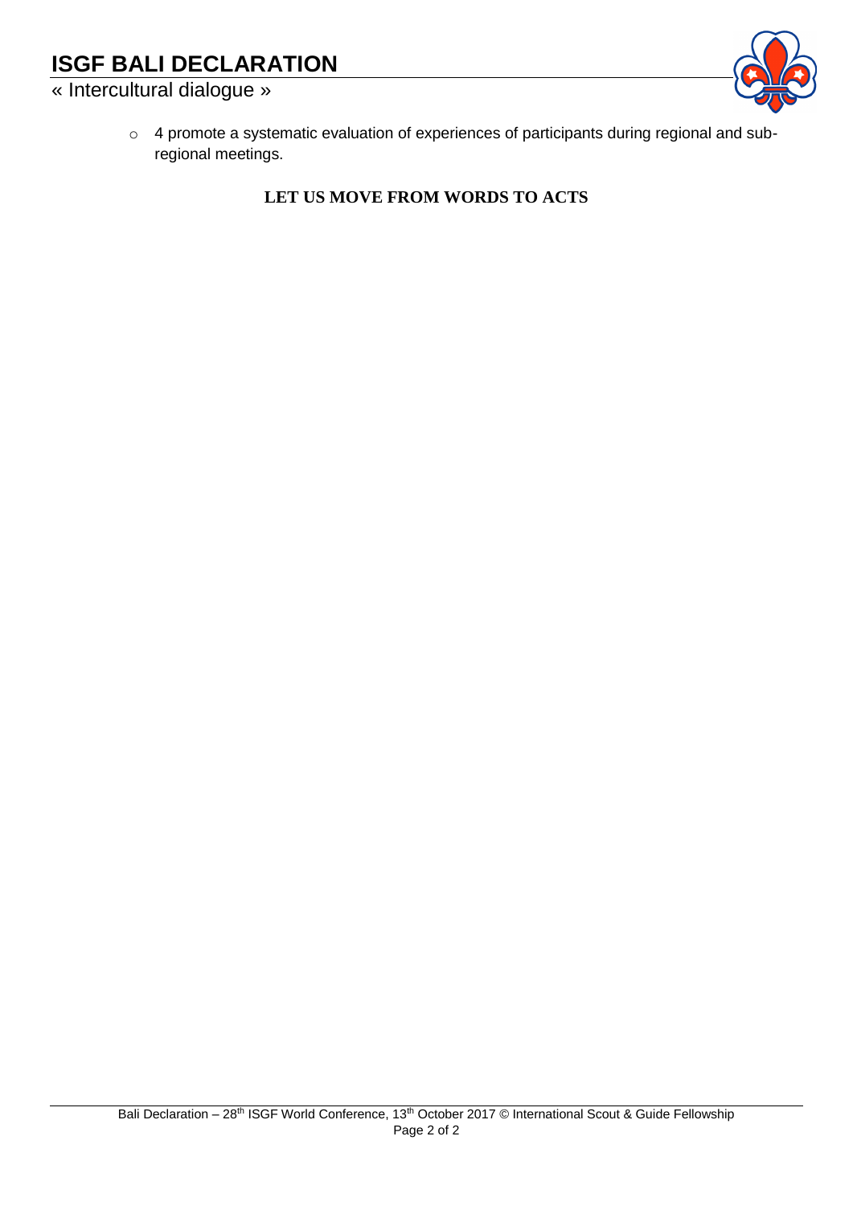- 4 promote a systematic evaluation of experiences of participants during regional and sub-regional meetings.

**LET US MOVE FROM WORDS TO ACTS**